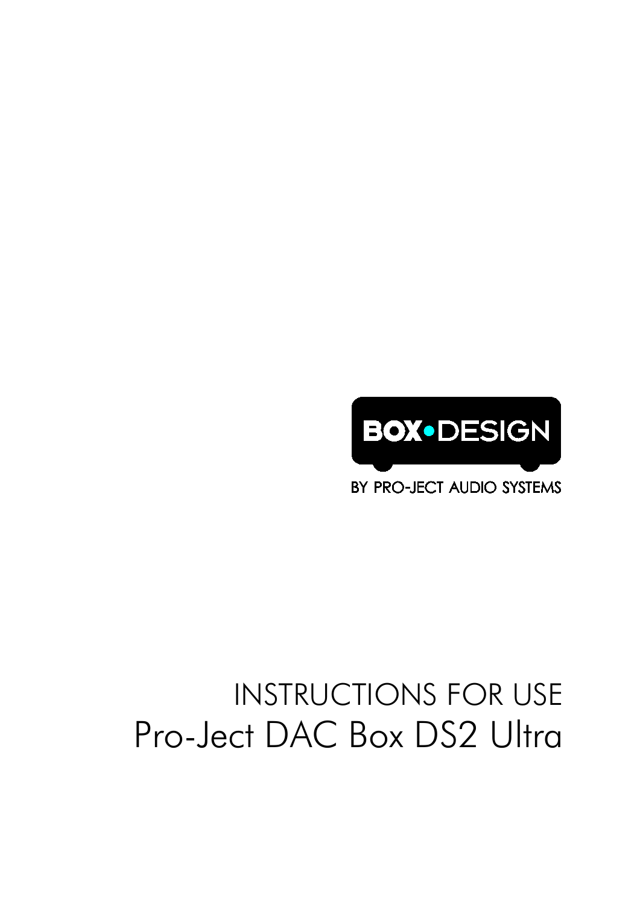BOX•DESIGN

BY PRO-JECT AUDIO SYSTEMS

# INSTRUCTIONS FOR USE

# Pro-Ject DAC Box DS2 Ultra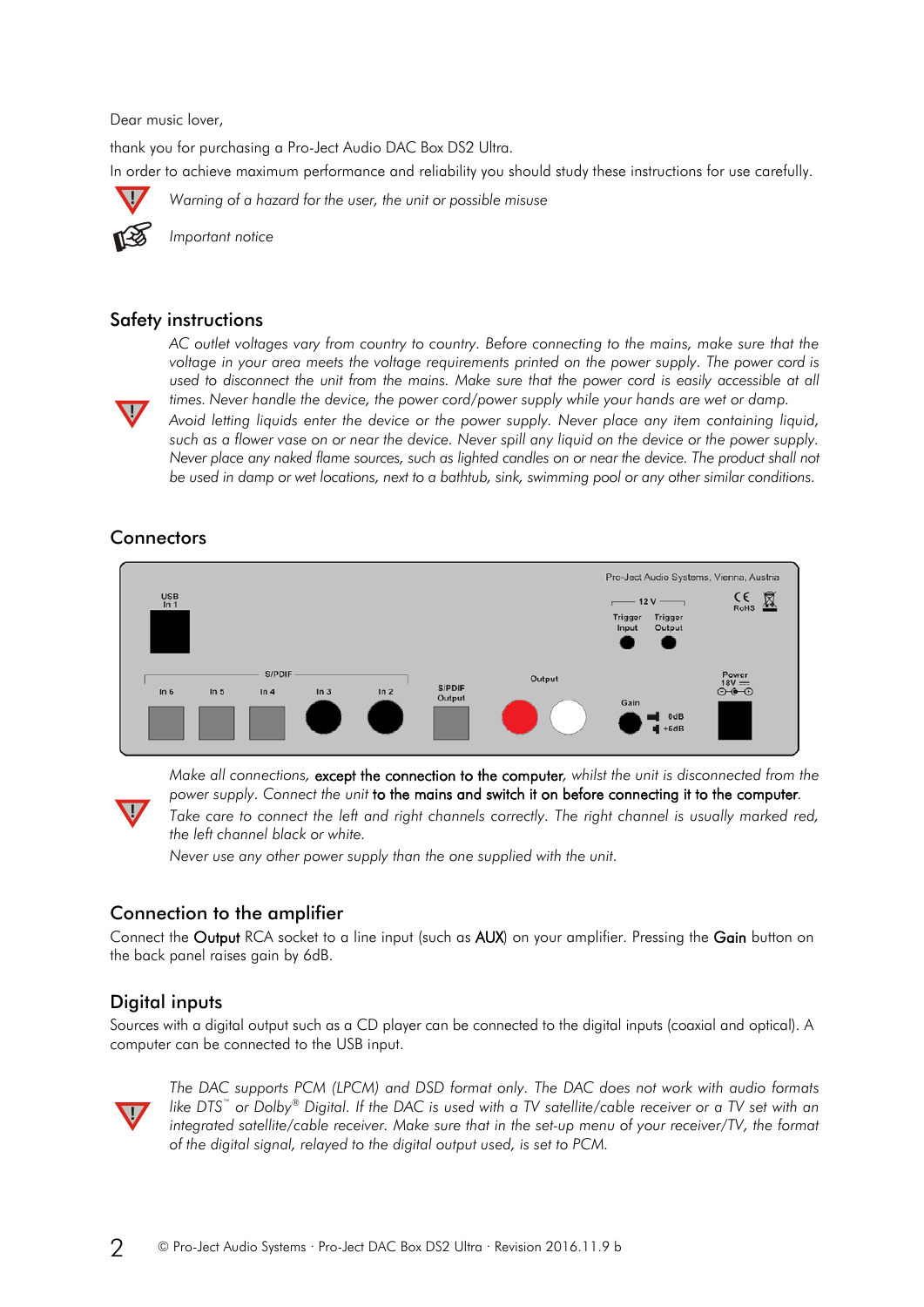Dear music lover,

thank you for purchasing a Pro-Ject Audio DAC Box DS2 Ultra.

In order to achieve maximum performance and reliability you should study these instructions for use carefully.

*Warning of a hazard for the user, the unit or possible misuse*

*Important notice*

## Safety instructions

*AC outlet voltages vary from country to country. Before connecting to the mains, make sure that the voltage in your area meets the voltage requirements printed on the power supply. The power cord is used to disconnect the unit from the mains. Make sure that the power cord is easily accessible at all times. Never handle the device, the power cord/power supply while your hands are wet or damp. Avoid letting liquids enter the device or the power supply. Never place any item containing liquid, such as a flower vase on or near the device. Never spill any liquid on the device or the power supply. Never place any naked flame sources, such as lighted candles on or near the device. The product shall not be used in damp or wet locations, next to a bathtub, sink, swimming pool or any other similar conditions.*

## Connectors

Pro-Ject Audio Systems, Vienna, Austria

USB In 1 · 12 V Trigger Input · Trigger Output · S/PDIF In 6 · In 5 · In 4 · In 3 · In 2 · S/PDIF Output · Output · Gain 0dB +6dB · Power 18V

*Make all connections,* **except the connection to the computer***, whilst the unit is disconnected from the power supply. Connect the unit* **to the mains and switch it on before connecting it to the computer***.*

*Take care to connect the left and right channels correctly. The right channel is usually marked red, the left channel black or white.*

*Never use any other power supply than the one supplied with the unit.*

## Connection to the amplifier

Connect the **Output** RCA socket to a line input (such as **AUX**) on your amplifier. Pressing the **Gain** button on the back panel raises gain by 6dB.

## Digital inputs

Sources with a digital output such as a CD player can be connected to the digital inputs (coaxial and optical). A computer can be connected to the USB input.

*The DAC supports PCM (LPCM) and DSD format only. The DAC does not work with audio formats like DTS™ or Dolby® Digital. If the DAC is used with a TV satellite/cable receiver or a TV set with an integrated satellite/cable receiver. Make sure that in the set-up menu of your receiver/TV, the format of the digital signal, relayed to the digital output used, is set to PCM.*

© Pro-Ject Audio Systems · Pro-Ject DAC Box DS2 Ultra · Revision 2016.11.9 b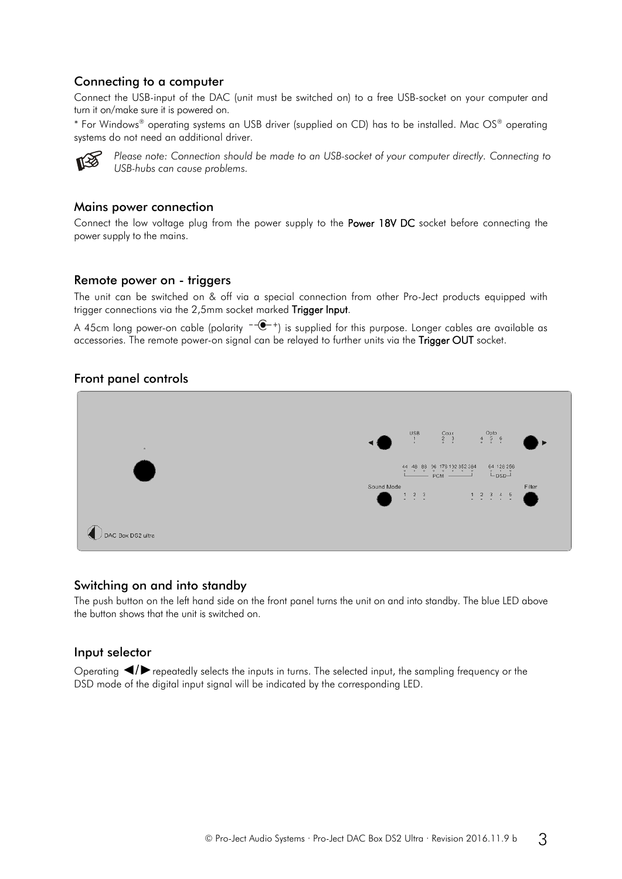## Connecting to a computer

Connect the USB-input of the DAC (unit must be switched on) to a free USB-socket on your computer and turn it on/make sure it is powered on.

* For Windows® operating systems an USB driver (supplied on CD) has to be installed. Mac OS® operating systems do not need an additional driver.

*Please note: Connection should be made to an USB-socket of your computer directly. Connecting to USB-hubs can cause problems.*

## Mains power connection

Connect the low voltage plug from the power supply to the **Power 18V DC** socket before connecting the power supply to the mains.

## Remote power on - triggers

The unit can be switched on & off via a special connection from other Pro-Ject products equipped with trigger connections via the 2,5mm socket marked **Trigger Input**.

A 45cm long power-on cable (polarity −◉+) is supplied for this purpose. Longer cables are available as accessories. The remote power-on signal can be relayed to further units via the **Trigger OUT** socket.

## Front panel controls

## Switching on and into standby

The push button on the left hand side on the front panel turns the unit on and into standby. The blue LED above the button shows that the unit is switched on.

## Input selector

Operating ◀/▶ repeatedly selects the inputs in turns. The selected input, the sampling frequency or the DSD mode of the digital input signal will be indicated by the corresponding LED.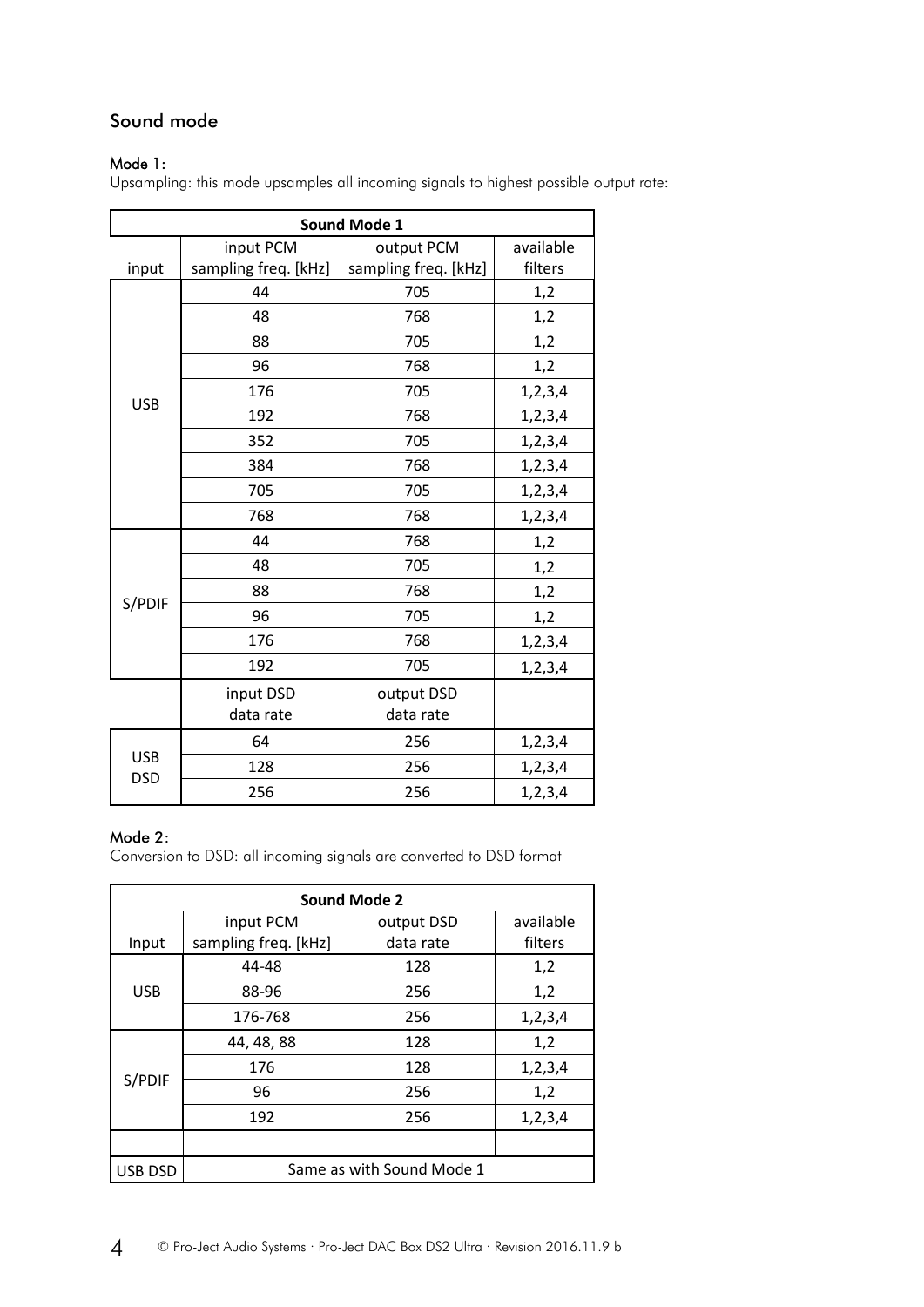## Sound mode

**Mode 1:**

Upsampling: this mode upsamples all incoming signals to highest possible output rate:

| Sound Mode 1 | | | |
|---|---|---|---|
| input | input PCM sampling freq. [kHz] | output PCM sampling freq. [kHz] | available filters |
| USB | 44 | 705 | 1,2 |
| | 48 | 768 | 1,2 |
| | 88 | 705 | 1,2 |
| | 96 | 768 | 1,2 |
| | 176 | 705 | 1,2,3,4 |
| | 192 | 768 | 1,2,3,4 |
| | 352 | 705 | 1,2,3,4 |
| | 384 | 768 | 1,2,3,4 |
| | 705 | 705 | 1,2,3,4 |
| | 768 | 768 | 1,2,3,4 |
| S/PDIF | 44 | 768 | 1,2 |
| | 48 | 705 | 1,2 |
| | 88 | 768 | 1,2 |
| | 96 | 705 | 1,2 |
| | 176 | 768 | 1,2,3,4 |
| | 192 | 705 | 1,2,3,4 |
| | input DSD data rate | output DSD data rate | |
| USB DSD | 64 | 256 | 1,2,3,4 |
| | 128 | 256 | 1,2,3,4 |
| | 256 | 256 | 1,2,3,4 |

**Mode 2:**

Conversion to DSD: all incoming signals are converted to DSD format

| Sound Mode 2 | | | |
|---|---|---|---|
| Input | input PCM sampling freq. [kHz] | output DSD data rate | available filters |
| USB | 44-48 | 128 | 1,2 |
| | 88-96 | 256 | 1,2 |
| | 176-768 | 256 | 1,2,3,4 |
| S/PDIF | 44, 48, 88 | 128 | 1,2 |
| | 176 | 128 | 1,2,3,4 |
| | 96 | 256 | 1,2 |
| | 192 | 256 | 1,2,3,4 |
| | | | |
| USB DSD | Same as with Sound Mode 1 | | |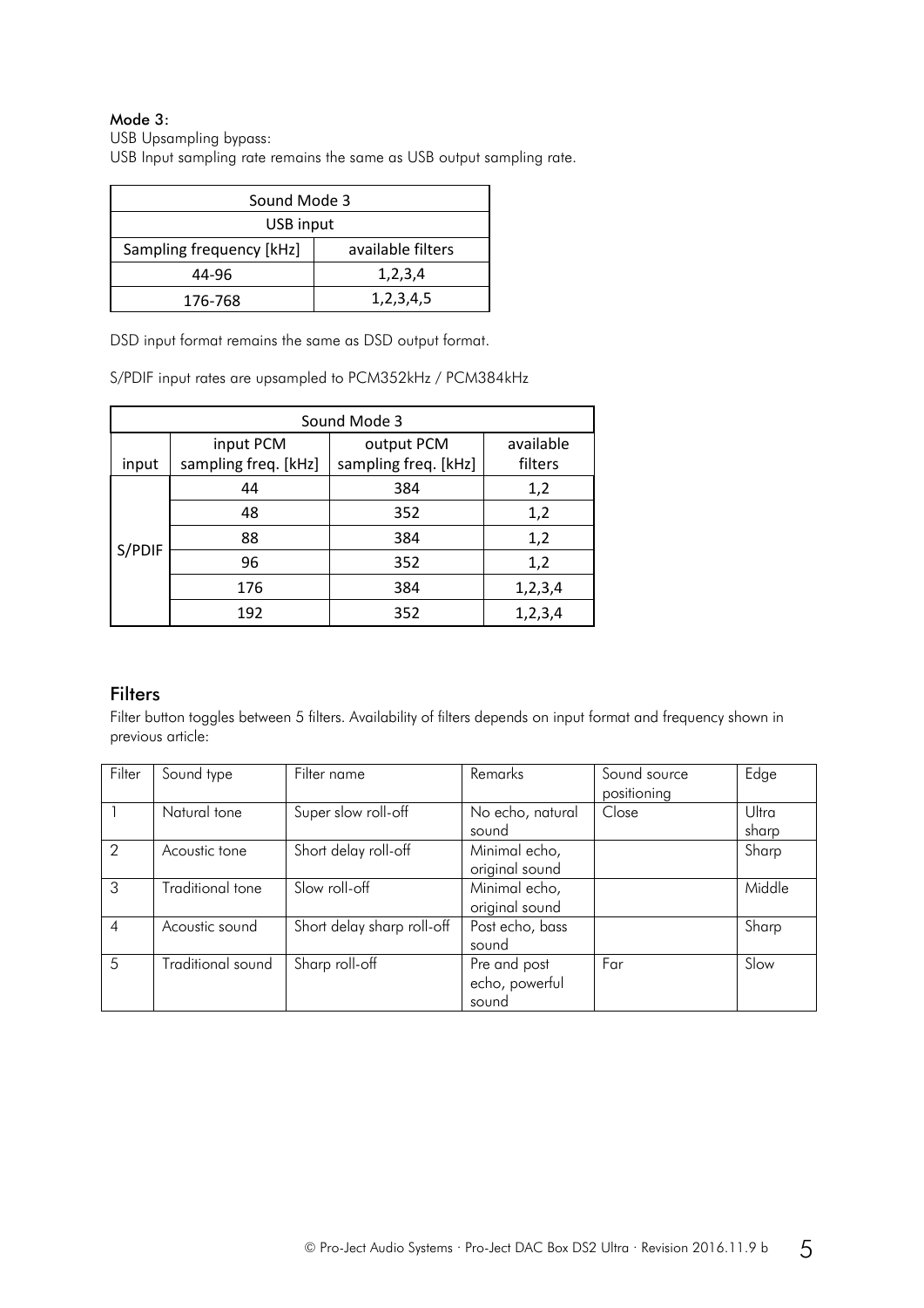**Mode 3**:

USB Upsampling bypass:
USB Input sampling rate remains the same as USB output sampling rate.

| Sound Mode 3 | |
|---|---|
| USB input | |
| Sampling frequency [kHz] | available filters |
| 44-96 | 1,2,3,4 |
| 176-768 | 1,2,3,4,5 |

DSD input format remains the same as DSD output format.

S/PDIF input rates are upsampled to PCM352kHz / PCM384kHz

| Sound Mode 3 | | | |
|---|---|---|---|
| input | input PCM sampling freq. [kHz] | output PCM sampling freq. [kHz] | available filters |
| S/PDIF | 44 | 384 | 1,2 |
| | 48 | 352 | 1,2 |
| | 88 | 384 | 1,2 |
| | 96 | 352 | 1,2 |
| | 176 | 384 | 1,2,3,4 |
| | 192 | 352 | 1,2,3,4 |

## Filters

Filter button toggles between 5 filters. Availability of filters depends on input format and frequency shown in previous article:

| Filter | Sound type | Filter name | Remarks | Sound source positioning | Edge |
|---|---|---|---|---|---|
| 1 | Natural tone | Super slow roll-off | No echo, natural sound | Close | Ultra sharp |
| 2 | Acoustic tone | Short delay roll-off | Minimal echo, original sound | | Sharp |
| 3 | Traditional tone | Slow roll-off | Minimal echo, original sound | | Middle |
| 4 | Acoustic sound | Short delay sharp roll-off | Post echo, bass sound | | Sharp |
| 5 | Traditional sound | Sharp roll-off | Pre and post echo, powerful sound | Far | Slow |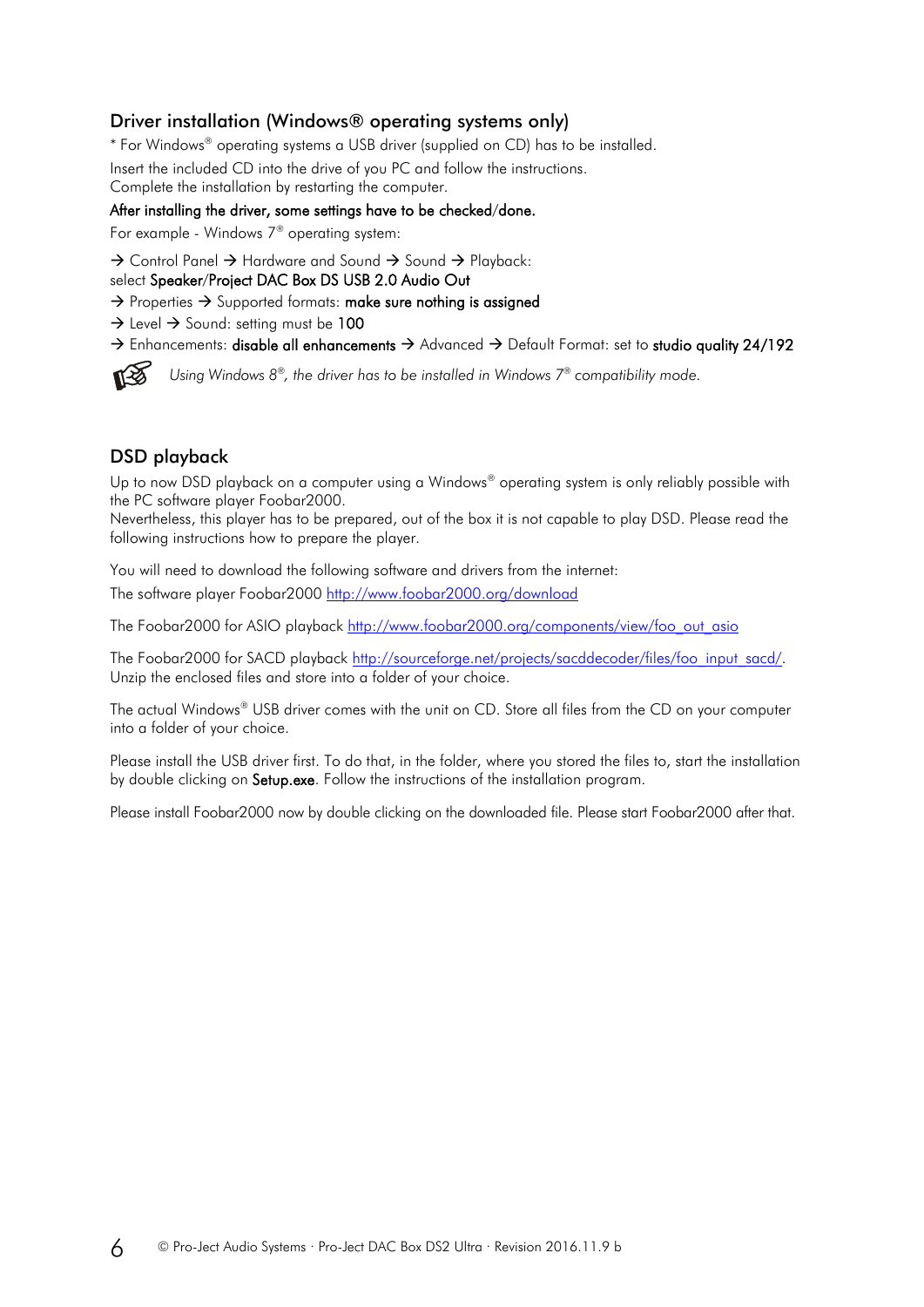## Driver installation (Windows® operating systems only)

* For Windows® operating systems a USB driver (supplied on CD) has to be installed.

Insert the included CD into the drive of you PC and follow the instructions.
Complete the installation by restarting the computer.

**After installing the driver, some settings have to be checked/done.**

For example - Windows 7® operating system:

→ Control Panel → Hardware and Sound → Sound → Playback:
select **Speaker/Project DAC Box DS USB 2.0 Audio Out**
→ Properties → Supported formats: **make sure nothing is assigned**
→ Level → Sound: setting must be **100**
→ Enhancements: **disable all enhancements** → Advanced → Default Format: set to **studio quality 24/192**

☞ *Using Windows 8®, the driver has to be installed in Windows 7® compatibility mode.*

## DSD playback

Up to now DSD playback on a computer using a Windows® operating system is only reliably possible with the PC software player Foobar2000.
Nevertheless, this player has to be prepared, out of the box it is not capable to play DSD. Please read the following instructions how to prepare the player.

You will need to download the following software and drivers from the internet:

The software player Foobar2000 http://www.foobar2000.org/download

The Foobar2000 for ASIO playback http://www.foobar2000.org/components/view/foo_out_asio

The Foobar2000 for SACD playback http://sourceforge.net/projects/sacddecoder/files/foo_input_sacd/.
Unzip the enclosed files and store into a folder of your choice.

The actual Windows® USB driver comes with the unit on CD. Store all files from the CD on your computer into a folder of your choice.

Please install the USB driver first. To do that, in the folder, where you stored the files to, start the installation by double clicking on **Setup.exe**. Follow the instructions of the installation program.

Please install Foobar2000 now by double clicking on the downloaded file. Please start Foobar2000 after that.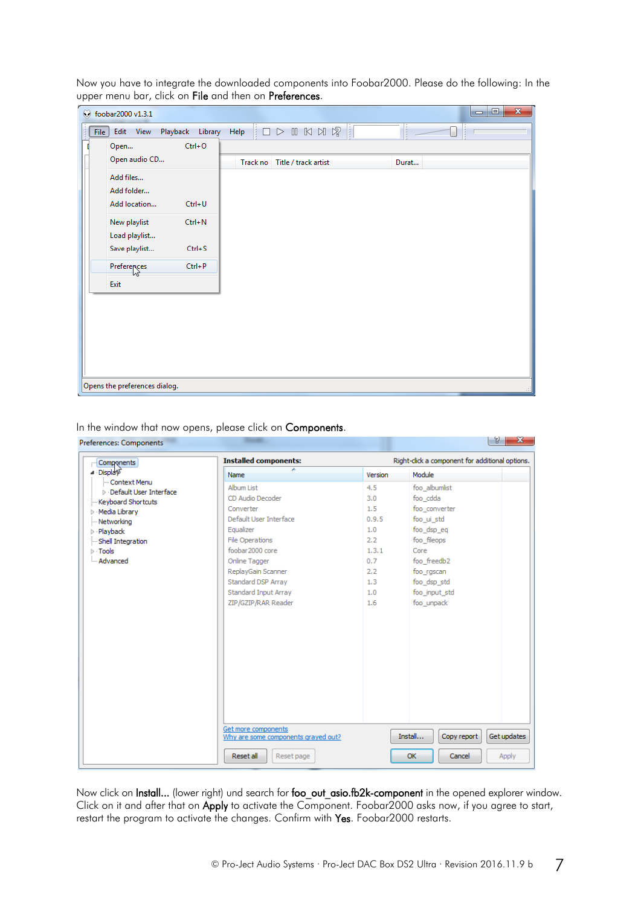Now you have to integrate the downloaded components into Foobar2000. Please do the following: In the upper menu bar, click on **File** and then on **Preferences**.

In the window that now opens, please click on **Components**.

Now click on **Install...** (lower right) und search for **foo_out_asio.fb2k-component** in the opened explorer window. Click on it and after that on **Apply** to activate the Component. Foobar2000 asks now, if you agree to start, restart the program to activate the changes. Confirm with **Yes**. Foobar2000 restarts.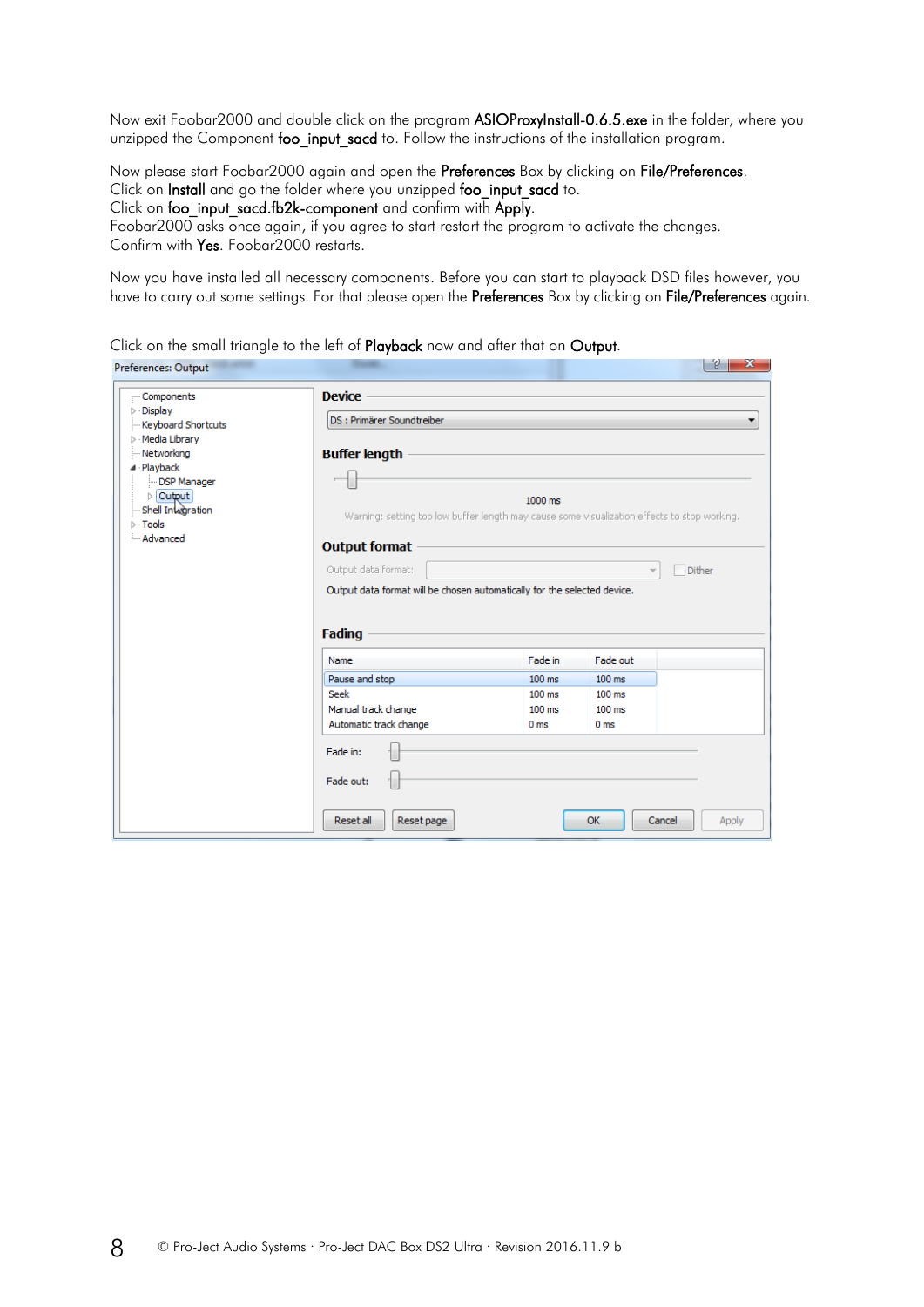Now exit Foobar2000 and double click on the program **ASIOProxyInstall-0.6.5.exe** in the folder, where you unzipped the Component **foo_input_sacd** to. Follow the instructions of the installation program.

Now please start Foobar2000 again and open the **Preferences** Box by clicking on **File/Preferences**.
Click on **Install** and go the folder where you unzipped **foo_input_sacd** to.
Click on **foo_input_sacd.fb2k-component** and confirm with **Apply**.
Foobar2000 asks once again, if you agree to start restart the program to activate the changes.
Confirm with **Yes**. Foobar2000 restarts.

Now you have installed all necessary components. Before you can start to playback DSD files however, you have to carry out some settings. For that please open the **Preferences** Box by clicking on **File/Preferences** again.

Click on the small triangle to the left of **Playback** now and after that on **Output**.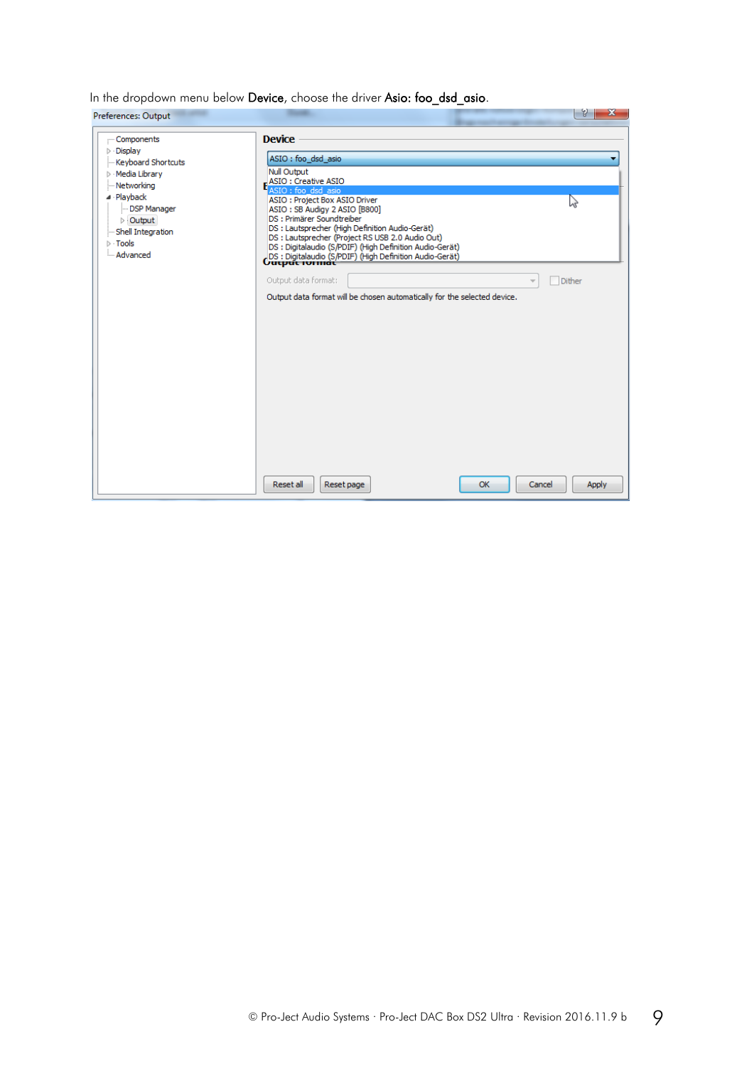In the dropdown menu below **Device**, choose the driver **Asio: foo_dsd_asio**.

Preferences: Output

- Components
- Display
- Keyboard Shortcuts
- Media Library
- Networking
- Playback
  - DSP Manager
  - Output
- Shell Integration
- Tools
- Advanced

**Device**

ASIO : foo_dsd_asio

- Null Output
- ASIO : Creative ASIO
- ASIO : foo_dsd_asio
- ASIO : Project Box ASIO Driver
- ASIO : SB Audigy 2 ASIO [B800]
- DS : Primärer Soundtreiber
- DS : Lautsprecher (High Definition Audio-Gerät)
- DS : Lautsprecher (Project RS USB 2.0 Audio Out)
- DS : Digitalaudio (S/PDIF) (High Definition Audio-Gerät)
- DS : Digitalaudio (S/PDIF) (High Definition Audio-Gerät)

**Output format**

Output data format: Dither

Output data format will be chosen automatically for the selected device.

Reset all | Reset page | OK | Cancel | Apply

© Pro-Ject Audio Systems · Pro-Ject DAC Box DS2 Ultra · Revision 2016.11.9 b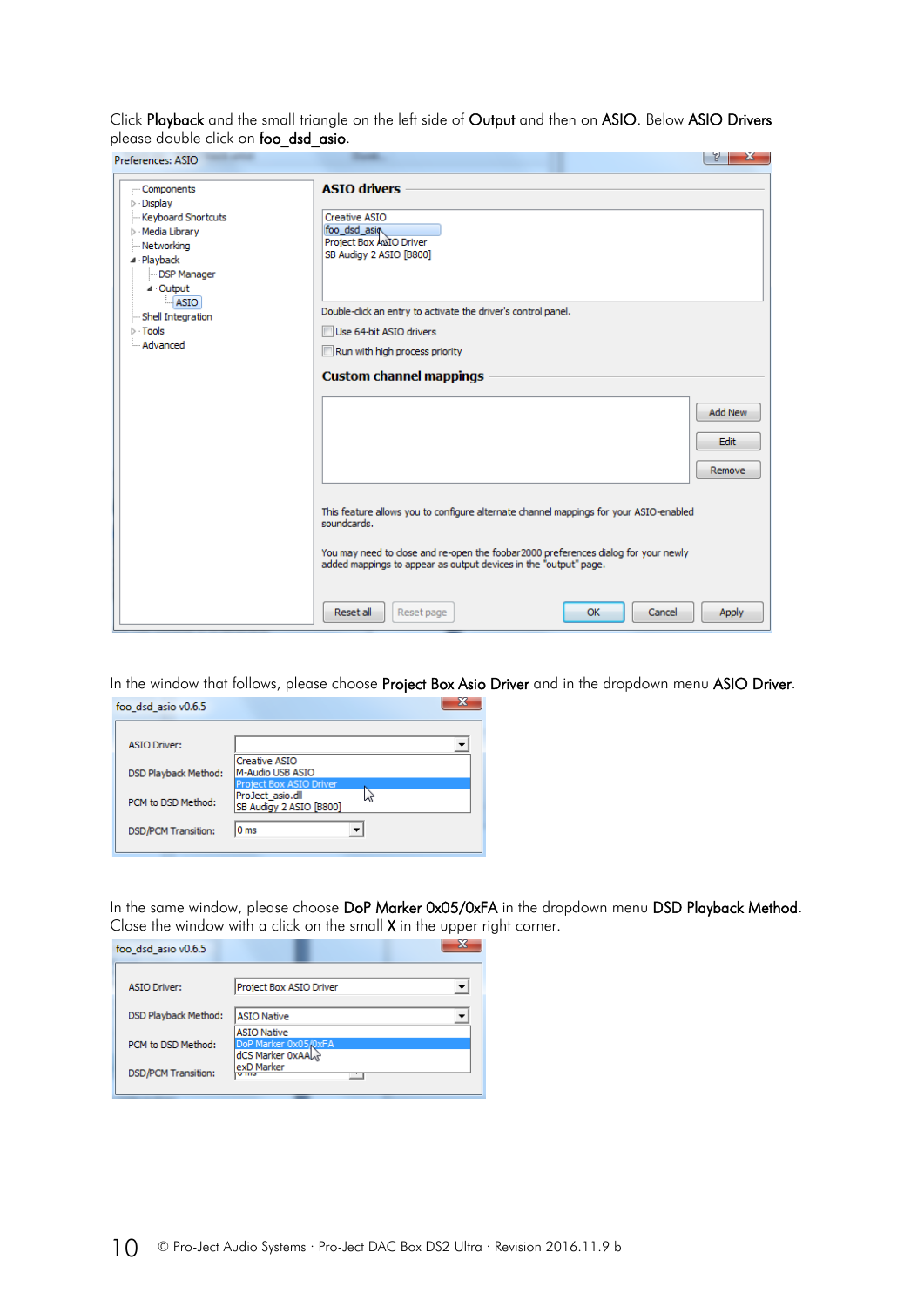Click **Playback** and the small triangle on the left side of **Output** and then on **ASIO**. Below **ASIO Drivers** please double click on **foo_dsd_asio**.

Preferences: ASIO

- Components
- Display
- Keyboard Shortcuts
- Media Library
- Networking
- Playback
  - DSP Manager
  - Output
    - ASIO
- Shell Integration
- Tools
- Advanced

**ASIO drivers**

Creative ASIO
foo_dsd_asio
Project Box ASIO Driver
SB Audigy 2 ASIO [B800]

Double-click an entry to activate the driver's control panel.

Use 64-bit ASIO drivers

Run with high process priority

**Custom channel mappings**

Add New | Edit | Remove

This feature allows you to configure alternate channel mappings for your ASIO-enabled soundcards.

You may need to close and re-open the foobar2000 preferences dialog for your newly added mappings to appear as output devices in the "output" page.

Reset all | Reset page | OK | Cancel | Apply

In the window that follows, please choose **Project Box Asio Driver** and in the dropdown menu **ASIO Driver**.

foo_dsd_asio v0.6.5

ASIO Driver:
DSD Playback Method:
PCM to DSD Method:
DSD/PCM Transition: 0 ms

Creative ASIO
M-Audio USB ASIO
Project Box ASIO Driver
ProJect_asio.dll
SB Audigy 2 ASIO [B800]

In the same window, please choose **DoP Marker 0x05/0xFA** in the dropdown menu **DSD Playback Method**. Close the window with a click on the small **X** in the upper right corner.

foo_dsd_asio v0.6.5

ASIO Driver: Project Box ASIO Driver
DSD Playback Method: ASIO Native
PCM to DSD Method:
DSD/PCM Transition:

ASIO Native
DoP Marker 0x05/0xFA
dCS Marker 0xAA
exD Marker

© Pro-Ject Audio Systems · Pro-Ject DAC Box DS2 Ultra · Revision 2016.11.9 b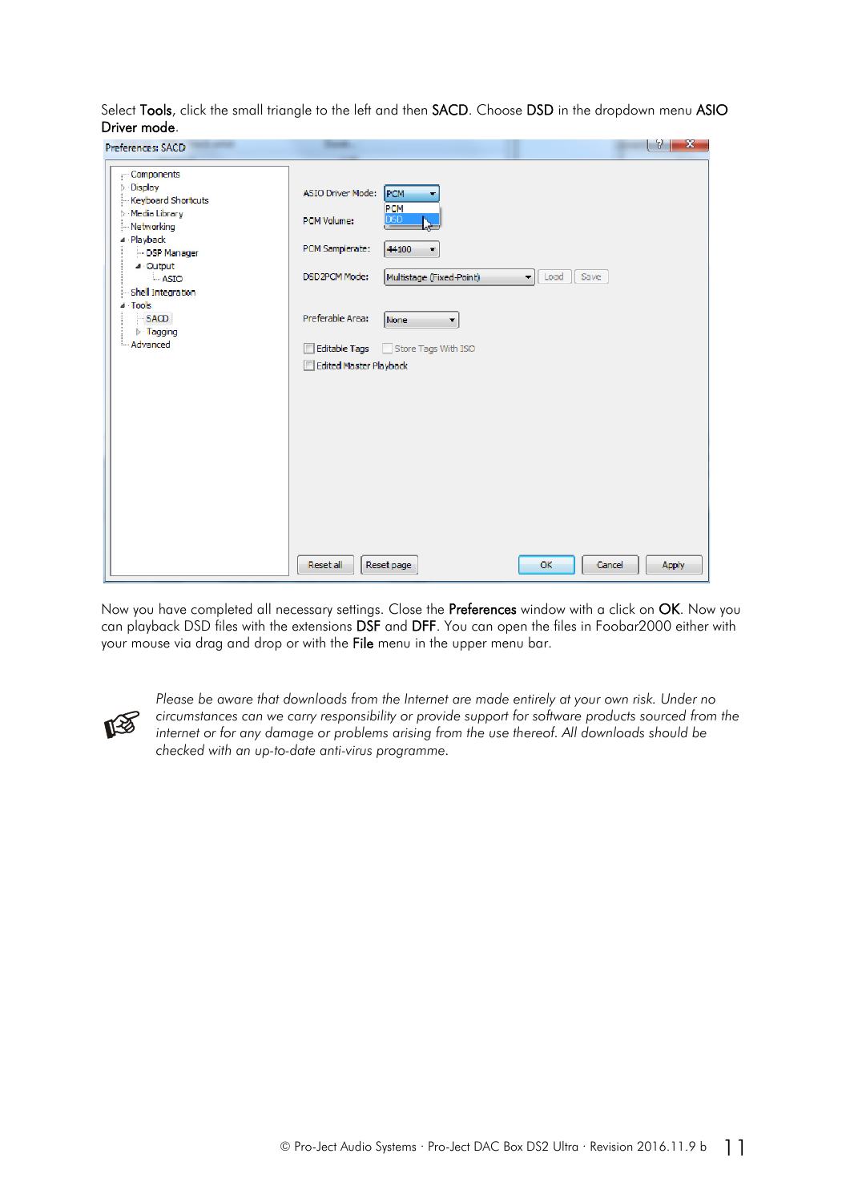Select **Tools**, click the small triangle to the left and then **SACD**. Choose **DSD** in the dropdown menu **ASIO Driver mode**.

Now you have completed all necessary settings. Close the **Preferences** window with a click on **OK**. Now you can playback DSD files with the extensions **DSF** and **DFF**. You can open the files in Foobar2000 either with your mouse via drag and drop or with the **File** menu in the upper menu bar.

*Please be aware that downloads from the Internet are made entirely at your own risk. Under no circumstances can we carry responsibility or provide support for software products sourced from the internet or for any damage or problems arising from the use thereof. All downloads should be checked with an up-to-date anti-virus programme.*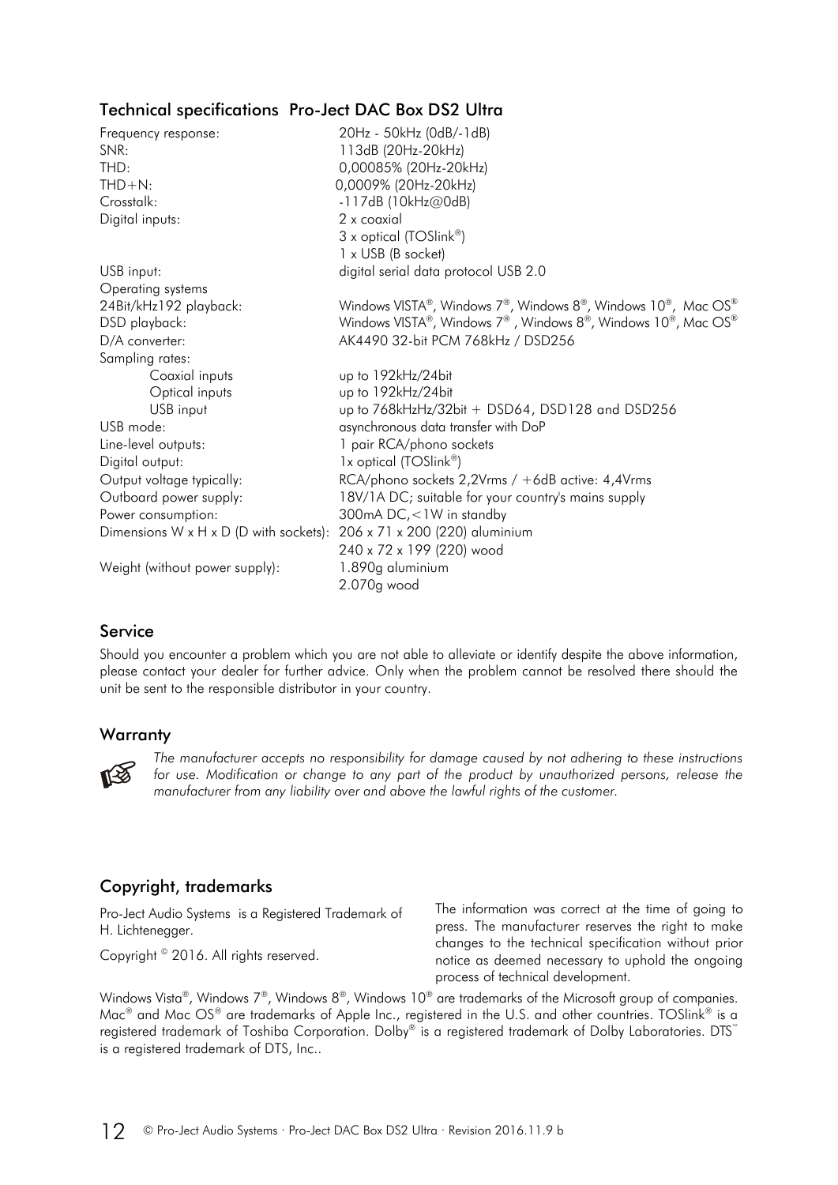## Technical specifications Pro-Ject DAC Box DS2 Ultra

| | |
|---|---|
| Frequency response: | 20Hz - 50kHz (0dB/-1dB) |
| SNR: | 113dB (20Hz-20kHz) |
| THD: | 0,00085% (20Hz-20kHz) |
| THD+N: | 0,0009% (20Hz-20kHz) |
| Crosstalk: | -117dB (10kHz@0dB) |
| Digital inputs: | 2 x coaxial |
| | 3 x optical (TOSlink®) |
| | 1 x USB (B socket) |
| USB input: | digital serial data protocol USB 2.0 |
| Operating systems | |
| 24Bit/kHz192 playback: | Windows VISTA®, Windows 7®, Windows 8®, Windows 10®, Mac OS® |
| DSD playback: | Windows VISTA®, Windows 7®, Windows 8®, Windows 10®, Mac OS® |
| D/A converter: | AK4490 32-bit PCM 768kHz / DSD256 |
| Sampling rates: | |
| Coaxial inputs | up to 192kHz/24bit |
| Optical inputs | up to 192kHz/24bit |
| USB input | up to 768kHzHz/32bit + DSD64, DSD128 and DSD256 |
| USB mode: | asynchronous data transfer with DoP |
| Line-level outputs: | 1 pair RCA/phono sockets |
| Digital output: | 1x optical (TOSlink®) |
| Output voltage typically: | RCA/phono sockets 2,2Vrms / +6dB active: 4,4Vrms |
| Outboard power supply: | 18V/1A DC; suitable for your country's mains supply |
| Power consumption: | 300mA DC,<1W in standby |
| Dimensions W x H x D (D with sockets): | 206 x 71 x 200 (220) aluminium |
| | 240 x 72 x 199 (220) wood |
| Weight (without power supply): | 1.890g aluminium |
| | 2.070g wood |

## Service

Should you encounter a problem which you are not able to alleviate or identify despite the above information, please contact your dealer for further advice. Only when the problem cannot be resolved there should the unit be sent to the responsible distributor in your country.

## Warranty

*The manufacturer accepts no responsibility for damage caused by not adhering to these instructions for use. Modification or change to any part of the product by unauthorized persons, release the manufacturer from any liability over and above the lawful rights of the customer.*

## Copyright, trademarks

Pro-Ject Audio Systems is a Registered Trademark of H. Lichtenegger.

Copyright © 2016. All rights reserved.

The information was correct at the time of going to press. The manufacturer reserves the right to make changes to the technical specification without prior notice as deemed necessary to uphold the ongoing process of technical development.

Windows Vista®, Windows 7®, Windows 8®, Windows 10® are trademarks of the Microsoft group of companies. Mac® and Mac OS® are trademarks of Apple Inc., registered in the U.S. and other countries. TOSlink® is a registered trademark of Toshiba Corporation. Dolby® is a registered trademark of Dolby Laboratories. DTS™ is a registered trademark of DTS, Inc..